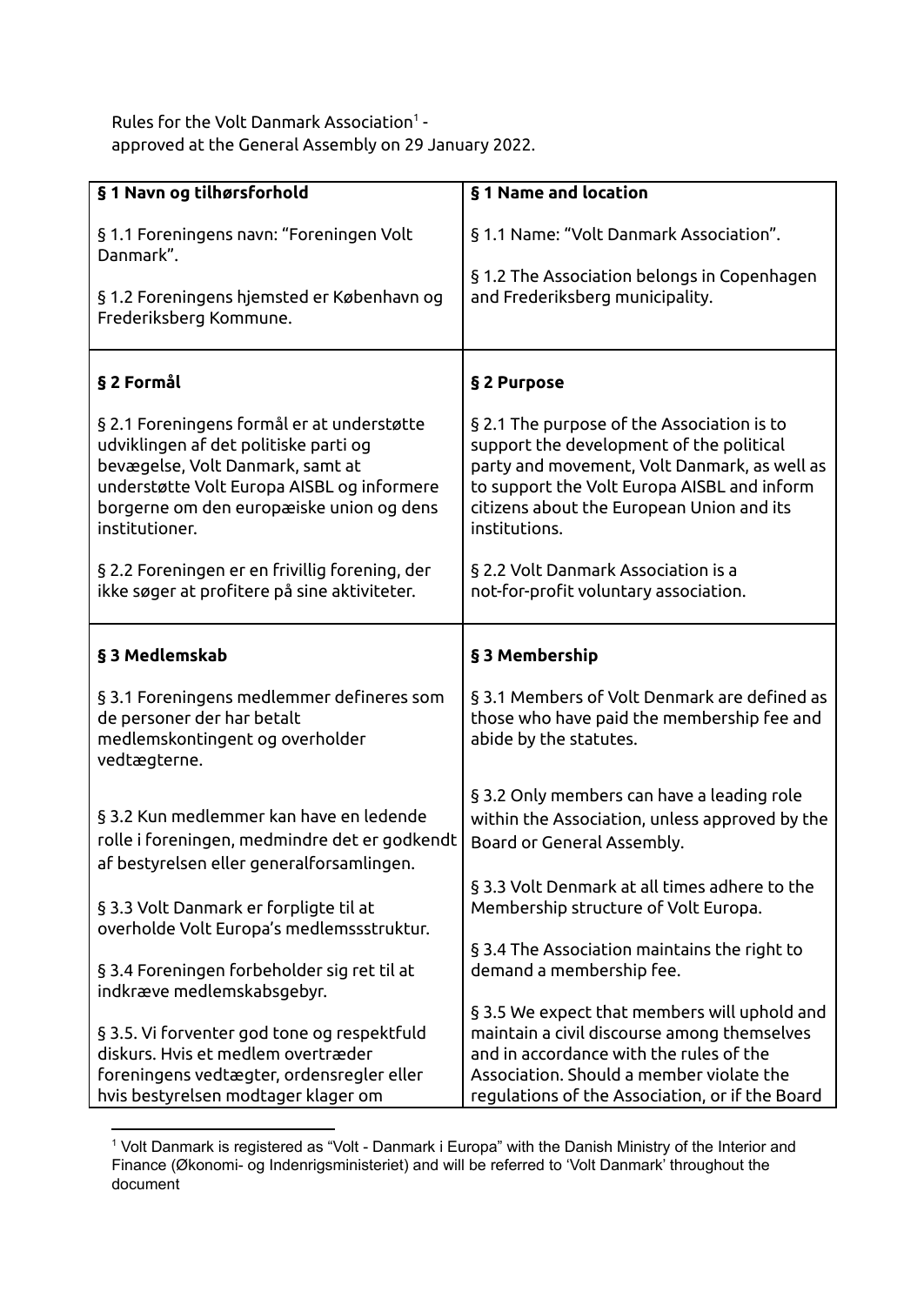Rules for the Volt Danmark Association[1] -
approved at the General Assembly on 29 January 2022.

| **§ 1 Navn og tilhørsforhold** | **§ 1 Name and location** |
|---|---|
| § 1.1 Foreningens navn: "Foreningen Volt Danmark".<br><br>§ 1.2 Foreningens hjemsted er København og Frederiksberg Kommune. | § 1.1 Name: "Volt Danmark Association".<br><br>§ 1.2 The Association belongs in Copenhagen and Frederiksberg municipality. |
| **§ 2 Formål** | **§ 2 Purpose** |
| § 2.1 Foreningens formål er at understøtte udviklingen af det politiske parti og bevægelse, Volt Danmark, samt at understøtte Volt Europa AISBL og informere borgerne om den europæiske union og dens institutioner.<br><br>§ 2.2 Foreningen er en frivillig forening, der ikke søger at profitere på sine aktiviteter. | § 2.1 The purpose of the Association is to support the development of the political party and movement, Volt Danmark, as well as to support the Volt Europa AISBL and inform citizens about the European Union and its institutions.<br><br>§ 2.2 Volt Danmark Association is a not-for-profit voluntary association. |
| **§ 3 Medlemskab** | **§ 3 Membership** |
| § 3.1 Foreningens medlemmer defineres som de personer der har betalt medlemskontingent og overholder vedtægterne.<br><br>§ 3.2 Kun medlemmer kan have en ledende rolle i foreningen, medmindre det er godkendt af bestyrelsen eller generalforsamlingen.<br><br>§ 3.3 Volt Danmark er forpligte til at overholde Volt Europa's medlemssstruktur.<br><br>§ 3.4 Foreningen forbeholder sig ret til at indkræve medlemskabsgebyr.<br><br>§ 3.5. Vi forventer god tone og respektfuld diskurs. Hvis et medlem overtræder foreningens vedtægter, ordensregler eller hvis bestyrelsen modtager klager om | § 3.1 Members of Volt Denmark are defined as those who have paid the membership fee and abide by the statutes.<br><br>§ 3.2 Only members can have a leading role within the Association, unless approved by the Board or General Assembly.<br><br>§ 3.3 Volt Denmark at all times adhere to the Membership structure of Volt Europa.<br><br>§ 3.4 The Association maintains the right to demand a membership fee.<br><br>§ 3.5 We expect that members will uphold and maintain a civil discourse among themselves and in accordance with the rules of the Association. Should a member violate the regulations of the Association, or if the Board |

[1] Volt Danmark is registered as "Volt - Danmark i Europa" with the Danish Ministry of the Interior and Finance (Økonomi- og Indenrigsministeriet) and will be referred to 'Volt Danmark' throughout the document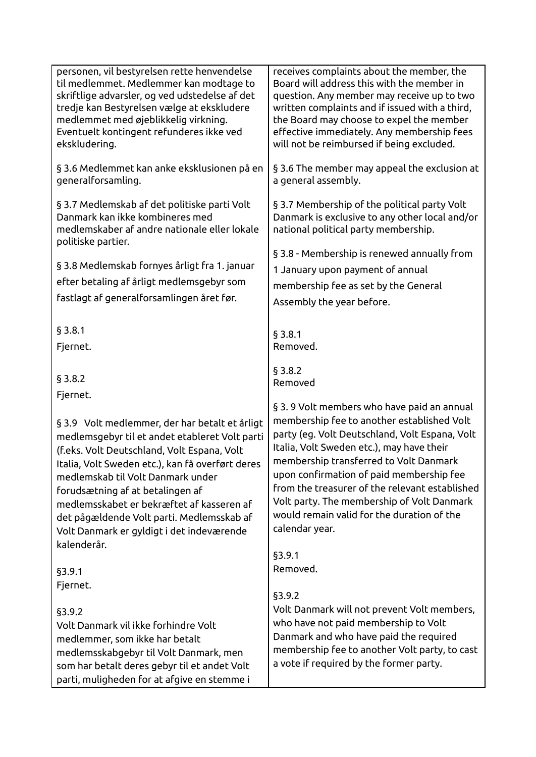| | |
|---|---|
| personen, vil bestyrelsen rette henvendelse til medlemmet. Medlemmer kan modtage to skriftlige advarsler, og ved udstedelse af det tredje kan Bestyrelsen vælge at ekskludere medlemmet med øjeblikkelig virkning. Eventuelt kontingent refunderes ikke ved ekskludering. | receives complaints about the member, the Board will address this with the member in question. Any member may receive up to two written complaints and if issued with a third, the Board may choose to expel the member effective immediately. Any membership fees will not be reimbursed if being excluded. |
| § 3.6 Medlemmet kan anke eksklusionen på en generalforsamling. | § 3.6 The member may appeal the exclusion at a general assembly. |
| § 3.7 Medlemskab af det politiske parti Volt Danmark kan ikke kombineres med medlemskaber af andre nationale eller lokale politiske partier. | § 3.7 Membership of the political party Volt Danmark is exclusive to any other local and/or national political party membership. |
| § 3.8 Medlemskab fornyes årligt fra 1. januar efter betaling af årligt medlemsgebyr som fastlagt af generalforsamlingen året før. | § 3.8 - Membership is renewed annually from 1 January upon payment of annual membership fee as set by the General Assembly the year before. |
| § 3.8.1<br>Fjernet. | § 3.8.1<br>Removed. |
| § 3.8.2<br>Fjernet. | § 3.8.2<br>Removed |
| § 3.9 Volt medlemmer, der har betalt et årligt medlemsgebyr til et andet etableret Volt parti (f.eks. Volt Deutschland, Volt Espana, Volt Italia, Volt Sweden etc.), kan få overført deres medlemskab til Volt Danmark under forudsætning af at betalingen af medlemsskabet er bekræftet af kasseren af det pågældende Volt parti. Medlemsskab af Volt Danmark er gyldigt i det indeværende kalenderår. | § 3. 9 Volt members who have paid an annual membership fee to another established Volt party (eg. Volt Deutschland, Volt Espana, Volt Italia, Volt Sweden etc.), may have their membership transferred to Volt Danmark upon confirmation of paid membership fee from the treasurer of the relevant established Volt party. The membership of Volt Danmark would remain valid for the duration of the calendar year. |
| §3.9.1<br>Fjernet. | §3.9.1<br>Removed. |
| §3.9.2<br>Volt Danmark vil ikke forhindre Volt medlemmer, som ikke har betalt medlemsskabgebyr til Volt Danmark, men som har betalt deres gebyr til et andet Volt parti, muligheden for at afgive en stemme i | §3.9.2<br>Volt Danmark will not prevent Volt members, who have not paid membership to Volt Danmark and who have paid the required membership fee to another Volt party, to cast a vote if required by the former party. |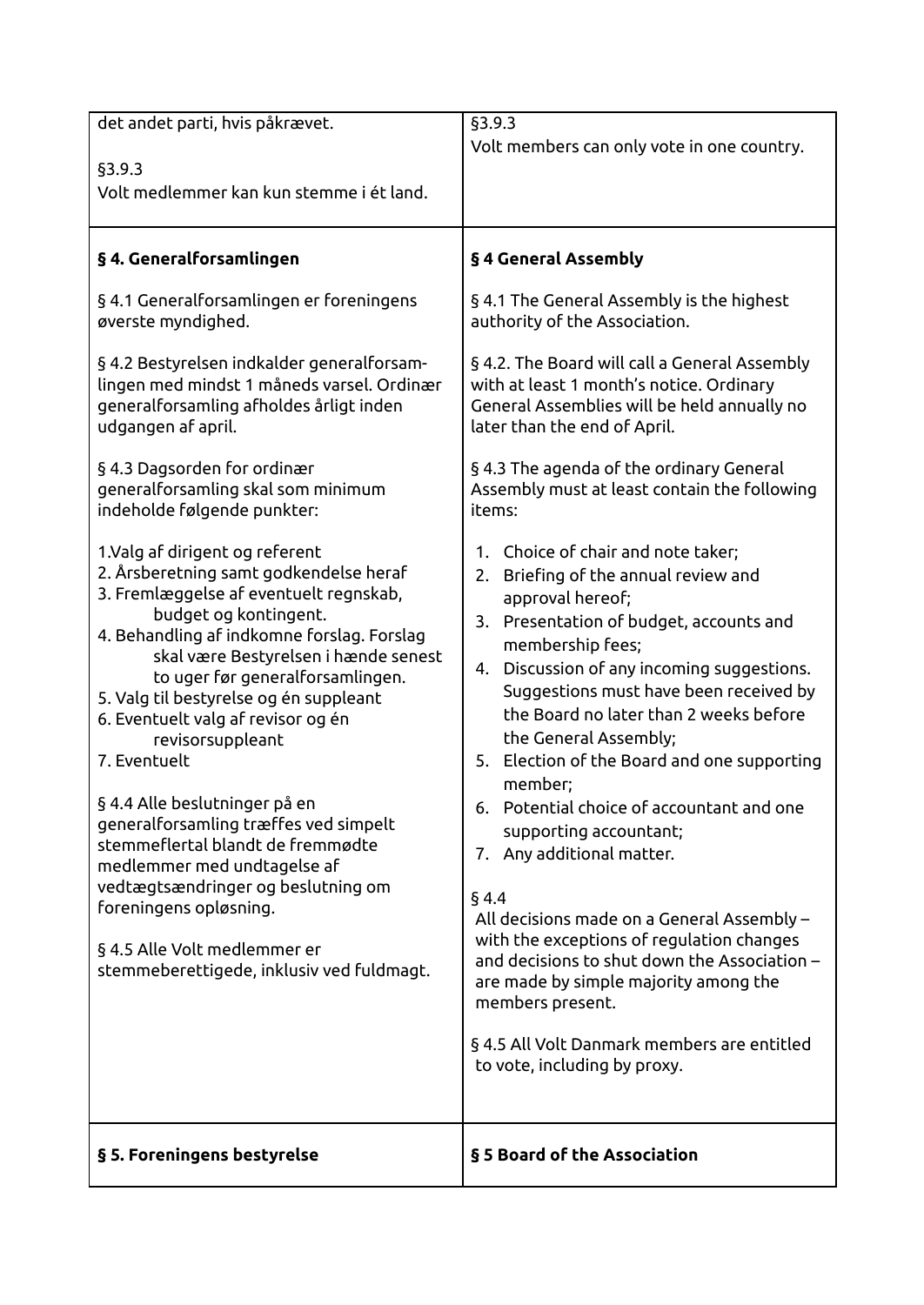| | |
|---|---|
| det andet parti, hvis påkrævet.<br><br>§3.9.3<br>Volt medlemmer kan kun stemme i ét land. | §3.9.3<br>Volt members can only vote in one country. |
| **§ 4. Generalforsamlingen**<br><br>§ 4.1 Generalforsamlingen er foreningens øverste myndighed.<br><br>§ 4.2 Bestyrelsen indkalder generalforsamlingen med mindst 1 måneds varsel. Ordinær generalforsamling afholdes årligt inden udgangen af april.<br><br>§ 4.3 Dagsorden for ordinær generalforsamling skal som minimum indeholde følgende punkter:<br><br>1.Valg af dirigent og referent<br>2. Årsberetning samt godkendelse heraf<br>3. Fremlæggelse af eventuelt regnskab, budget og kontingent.<br>4. Behandling af indkomne forslag. Forslag skal være Bestyrelsen i hænde senest to uger før generalforsamlingen.<br>5. Valg til bestyrelse og én suppleant<br>6. Eventuelt valg af revisor og én revisorsuppleant<br>7. Eventuelt<br><br>§ 4.4 Alle beslutninger på en generalforsamling træffes ved simpelt stemmeflertal blandt de fremmødte medlemmer med undtagelse af vedtægtsændringer og beslutning om foreningens opløsning.<br><br>§ 4.5 Alle Volt medlemmer er stemmeberettigede, inklusiv ved fuldmagt. | **§ 4 General Assembly**<br><br>§ 4.1 The General Assembly is the highest authority of the Association.<br><br>§ 4.2. The Board will call a General Assembly with at least 1 month's notice. Ordinary General Assemblies will be held annually no later than the end of April.<br><br>§ 4.3 The agenda of the ordinary General Assembly must at least contain the following items:<br><br>1. Choice of chair and note taker;<br>2. Briefing of the annual review and approval hereof;<br>3. Presentation of budget, accounts and membership fees;<br>4. Discussion of any incoming suggestions. Suggestions must have been received by the Board no later than 2 weeks before the General Assembly;<br>5. Election of the Board and one supporting member;<br>6. Potential choice of accountant and one supporting accountant;<br>7. Any additional matter.<br><br>§ 4.4<br>All decisions made on a General Assembly – with the exceptions of regulation changes and decisions to shut down the Association – are made by simple majority among the members present.<br><br>§ 4.5 All Volt Danmark members are entitled to vote, including by proxy. |
| **§ 5. Foreningens bestyrelse** | **§ 5 Board of the Association** |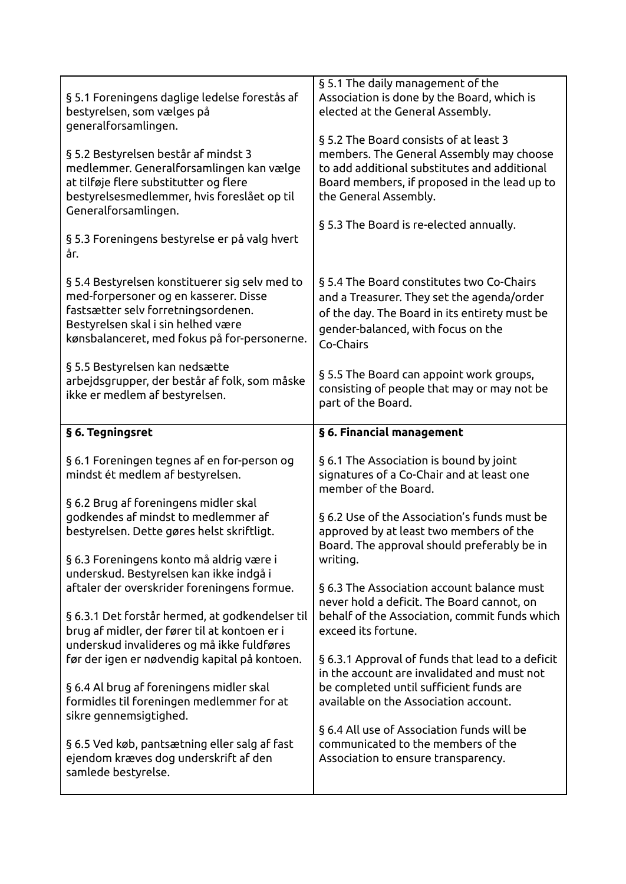| | |
|---|---|
| § 5.1 Foreningens daglige ledelse forestås af bestyrelsen, som vælges på generalforsamlingen.<br><br>§ 5.2 Bestyrelsen består af mindst 3 medlemmer. Generalforsamlingen kan vælge at tilføje flere substitutter og flere bestyrelsesmedlemmer, hvis foreslået op til Generalforsamlingen.<br><br>§ 5.3 Foreningens bestyrelse er på valg hvert år.<br><br>§ 5.4 Bestyrelsen konstituerer sig selv med to med-forpersoner og en kasserer. Disse fastsætter selv forretningsordenen. Bestyrelsen skal i sin helhed være kønsbalanceret, med fokus på for-personerne.<br><br>§ 5.5 Bestyrelsen kan nedsætte arbejdsgrupper, der består af folk, som måske ikke er medlem af bestyrelsen. | § 5.1 The daily management of the Association is done by the Board, which is elected at the General Assembly.<br><br>§ 5.2 The Board consists of at least 3 members. The General Assembly may choose to add additional substitutes and additional Board members, if proposed in the lead up to the General Assembly.<br><br>§ 5.3 The Board is re-elected annually.<br><br>§ 5.4 The Board constitutes two Co-Chairs and a Treasurer. They set the agenda/order of the day. The Board in its entirety must be gender-balanced, with focus on the Co-Chairs<br><br>§ 5.5 The Board can appoint work groups, consisting of people that may or may not be part of the Board. |
| **§ 6. Tegningsret**<br><br>§ 6.1 Foreningen tegnes af en for-person og mindst ét medlem af bestyrelsen.<br><br>§ 6.2 Brug af foreningens midler skal godkendes af mindst to medlemmer af bestyrelsen. Dette gøres helst skriftligt.<br><br>§ 6.3 Foreningens konto må aldrig være i underskud. Bestyrelsen kan ikke indgå i aftaler der overskrider foreningens formue.<br><br>§ 6.3.1 Det forstår hermed, at godkendelser til brug af midler, der fører til at kontoen er i underskud invalideres og må ikke fuldføres før der igen er nødvendig kapital på kontoen.<br><br>§ 6.4 Al brug af foreningens midler skal formidles til foreningen medlemmer for at sikre gennemsigtighed.<br><br>§ 6.5 Ved køb, pantsætning eller salg af fast ejendom kræves dog underskrift af den samlede bestyrelse. | **§ 6. Financial management**<br><br>§ 6.1 The Association is bound by joint signatures of a Co-Chair and at least one member of the Board.<br><br>§ 6.2 Use of the Association's funds must be approved by at least two members of the Board. The approval should preferably be in writing.<br><br>§ 6.3 The Association account balance must never hold a deficit. The Board cannot, on behalf of the Association, commit funds which exceed its fortune.<br><br>§ 6.3.1 Approval of funds that lead to a deficit in the account are invalidated and must not be completed until sufficient funds are available on the Association account.<br><br>§ 6.4 All use of Association funds will be communicated to the members of the Association to ensure transparency. |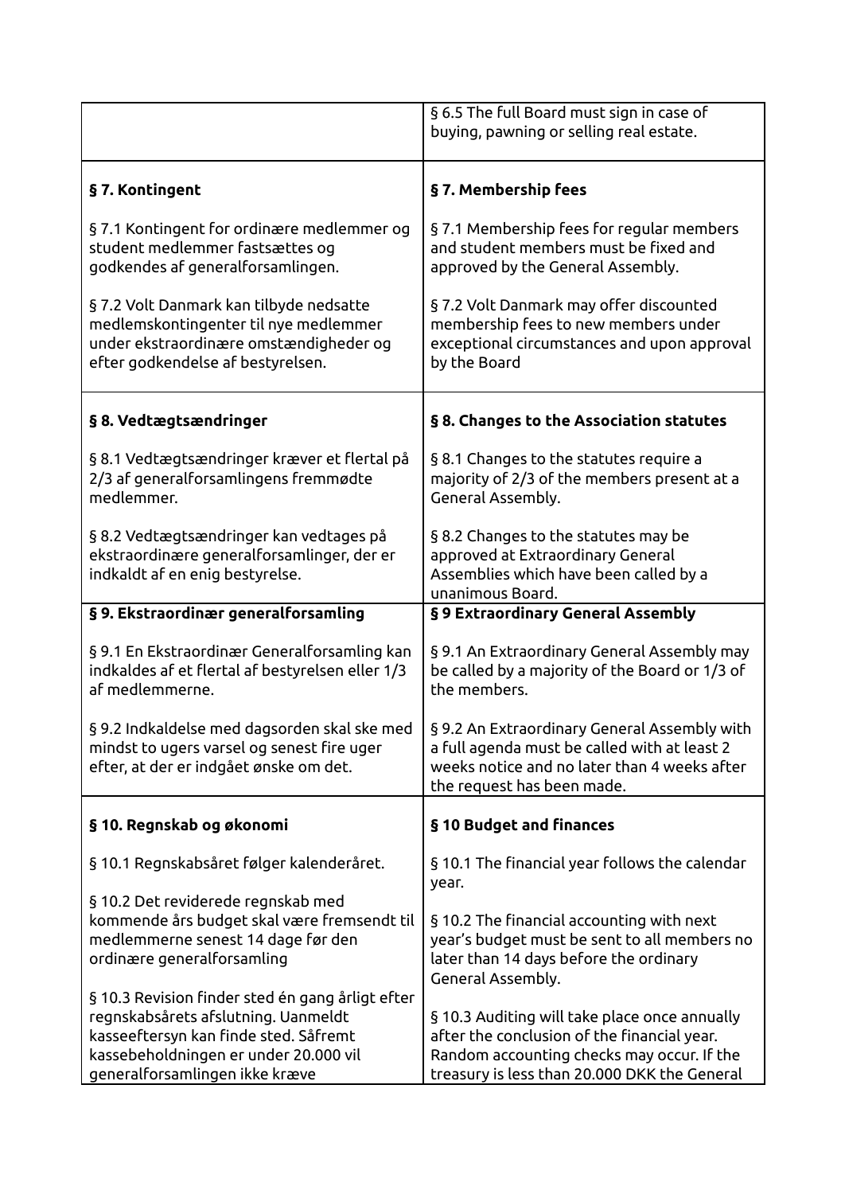| | |
|---|---|
| | § 6.5 The full Board must sign in case of buying, pawning or selling real estate. |
| **§ 7. Kontingent**<br><br>§ 7.1 Kontingent for ordinære medlemmer og student medlemmer fastsættes og godkendes af generalforsamlingen.<br><br>§ 7.2 Volt Danmark kan tilbyde nedsatte medlemskontingenter til nye medlemmer under ekstraordinære omstændigheder og efter godkendelse af bestyrelsen. | **§ 7. Membership fees**<br><br>§ 7.1 Membership fees for regular members and student members must be fixed and approved by the General Assembly.<br><br>§ 7.2 Volt Danmark may offer discounted membership fees to new members under exceptional circumstances and upon approval by the Board |
| **§ 8. Vedtægtsændringer**<br><br>§ 8.1 Vedtægtsændringer kræver et flertal på 2/3 af generalforsamlingens fremmødte medlemmer.<br><br>§ 8.2 Vedtægtsændringer kan vedtages på ekstraordinære generalforsamlinger, der er indkaldt af en enig bestyrelse. | **§ 8. Changes to the Association statutes**<br><br>§ 8.1 Changes to the statutes require a majority of 2/3 of the members present at a General Assembly.<br><br>§ 8.2 Changes to the statutes may be approved at Extraordinary General Assemblies which have been called by a unanimous Board. |
| **§ 9. Ekstraordinær generalforsamling**<br><br>§ 9.1 En Ekstraordinær Generalforsamling kan indkaldes af et flertal af bestyrelsen eller 1/3 af medlemmerne.<br><br>§ 9.2 Indkaldelse med dagsorden skal ske med mindst to ugers varsel og senest fire uger efter, at der er indgået ønske om det. | **§ 9 Extraordinary General Assembly**<br><br>§ 9.1 An Extraordinary General Assembly may be called by a majority of the Board or 1/3 of the members.<br><br>§ 9.2 An Extraordinary General Assembly with a full agenda must be called with at least 2 weeks notice and no later than 4 weeks after the request has been made. |
| **§ 10. Regnskab og økonomi**<br><br>§ 10.1 Regnskabsåret følger kalenderåret.<br><br>§ 10.2 Det reviderede regnskab med kommende års budget skal være fremsendt til medlemmerne senest 14 dage før den ordinære generalforsamling<br><br>§ 10.3 Revision finder sted én gang årligt efter regnskabsårets afslutning. Uanmeldt kasseeftersyn kan finde sted. Såfremt kassebeholdningen er under 20.000 vil generalforsamlingen ikke kræve | **§ 10 Budget and finances**<br><br>§ 10.1 The financial year follows the calendar year.<br><br>§ 10.2 The financial accounting with next year's budget must be sent to all members no later than 14 days before the ordinary General Assembly.<br><br>§ 10.3 Auditing will take place once annually after the conclusion of the financial year. Random accounting checks may occur. If the treasury is less than 20.000 DKK the General |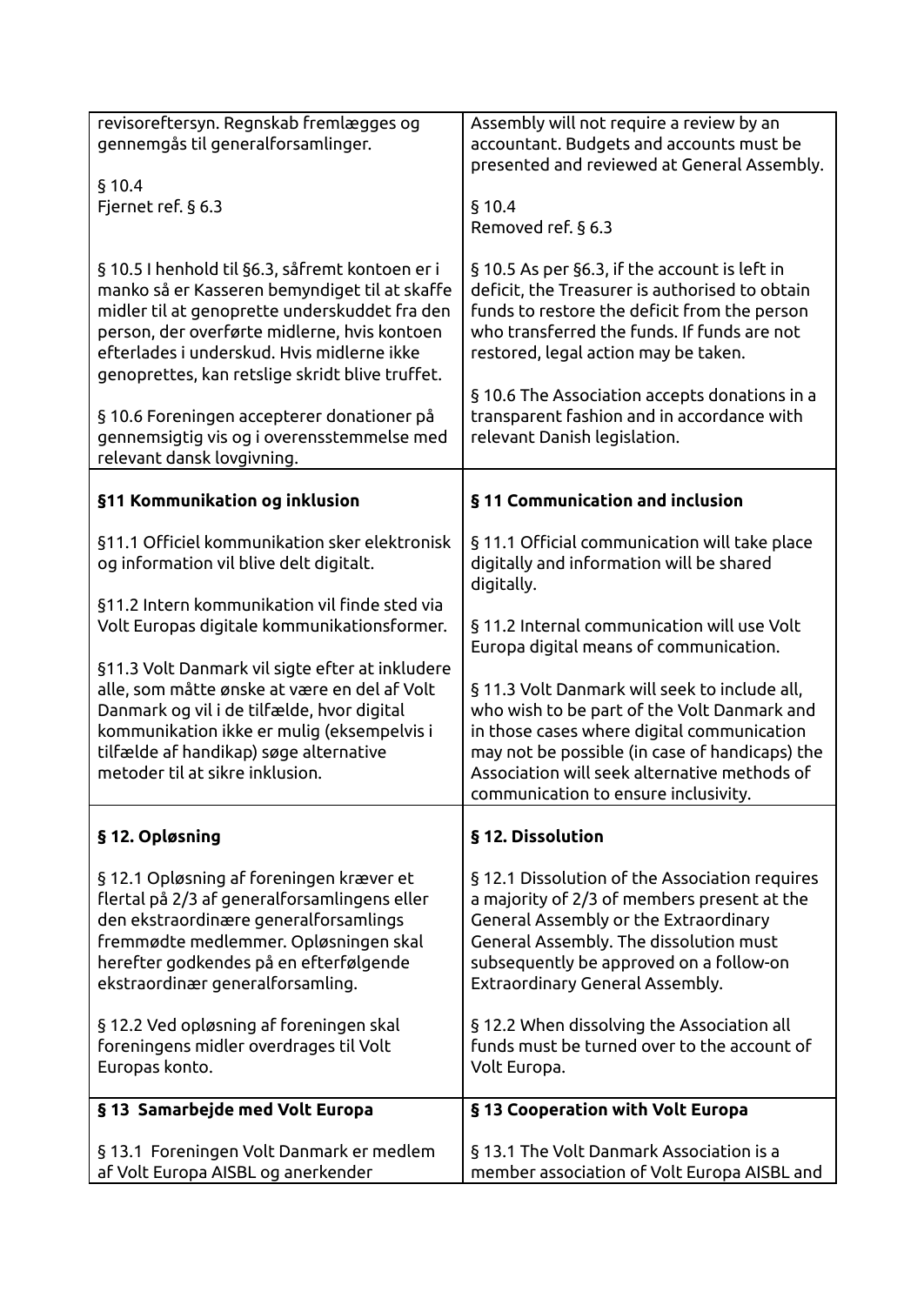| | |
|---|---|
| revisoreftersyn. Regnskab fremlægges og gennemgås til generalforsamlinger.<br><br>§ 10.4<br>Fjernet ref. § 6.3<br><br>§ 10.5 I henhold til §6.3, såfremt kontoen er i manko så er Kasseren bemyndiget til at skaffe midler til at genoprette underskuddet fra den person, der overførte midlerne, hvis kontoen efterlades i underskud. Hvis midlerne ikke genoprettes, kan retslige skridt blive truffet.<br><br>§ 10.6 Foreningen accepterer donationer på gennemsigtig vis og i overensstemmelse med relevant dansk lovgivning. | Assembly will not require a review by an accountant. Budgets and accounts must be presented and reviewed at General Assembly.<br><br>§ 10.4<br>Removed ref. § 6.3<br><br>§ 10.5 As per §6.3, if the account is left in deficit, the Treasurer is authorised to obtain funds to restore the deficit from the person who transferred the funds. If funds are not restored, legal action may be taken.<br><br>§ 10.6 The Association accepts donations in a transparent fashion and in accordance with relevant Danish legislation. |
| **§11 Kommunikation og inklusion**<br><br>§11.1 Officiel kommunikation sker elektronisk og information vil blive delt digitalt.<br><br>§11.2 Intern kommunikation vil finde sted via Volt Europas digitale kommunikationsformer.<br><br>§11.3 Volt Danmark vil sigte efter at inkludere alle, som måtte ønske at være en del af Volt Danmark og vil i de tilfælde, hvor digital kommunikation ikke er mulig (eksempelvis i tilfælde af handikap) søge alternative metoder til at sikre inklusion. | **§ 11 Communication and inclusion**<br><br>§ 11.1 Official communication will take place digitally and information will be shared digitally.<br><br>§ 11.2 Internal communication will use Volt Europa digital means of communication.<br><br>§ 11.3 Volt Danmark will seek to include all, who wish to be part of the Volt Danmark and in those cases where digital communication may not be possible (in case of handicaps) the Association will seek alternative methods of communication to ensure inclusivity. |
| **§ 12. Opløsning**<br><br>§ 12.1 Opløsning af foreningen kræver et flertal på 2/3 af generalforsamlingens eller den ekstraordinære generalforsamlings fremmødte medlemmer. Opløsningen skal herefter godkendes på en efterfølgende ekstraordinær generalforsamling.<br><br>§ 12.2 Ved opløsning af foreningen skal foreningens midler overdrages til Volt Europas konto. | **§ 12. Dissolution**<br><br>§ 12.1 Dissolution of the Association requires a majority of 2/3 of members present at the General Assembly or the Extraordinary General Assembly. The dissolution must subsequently be approved on a follow-on Extraordinary General Assembly.<br><br>§ 12.2 When dissolving the Association all funds must be turned over to the account of Volt Europa. |
| **§ 13 Samarbejde med Volt Europa**<br><br>§ 13.1 Foreningen Volt Danmark er medlem af Volt Europa AISBL og anerkender | **§ 13 Cooperation with Volt Europa**<br><br>§ 13.1 The Volt Danmark Association is a member association of Volt Europa AISBL and |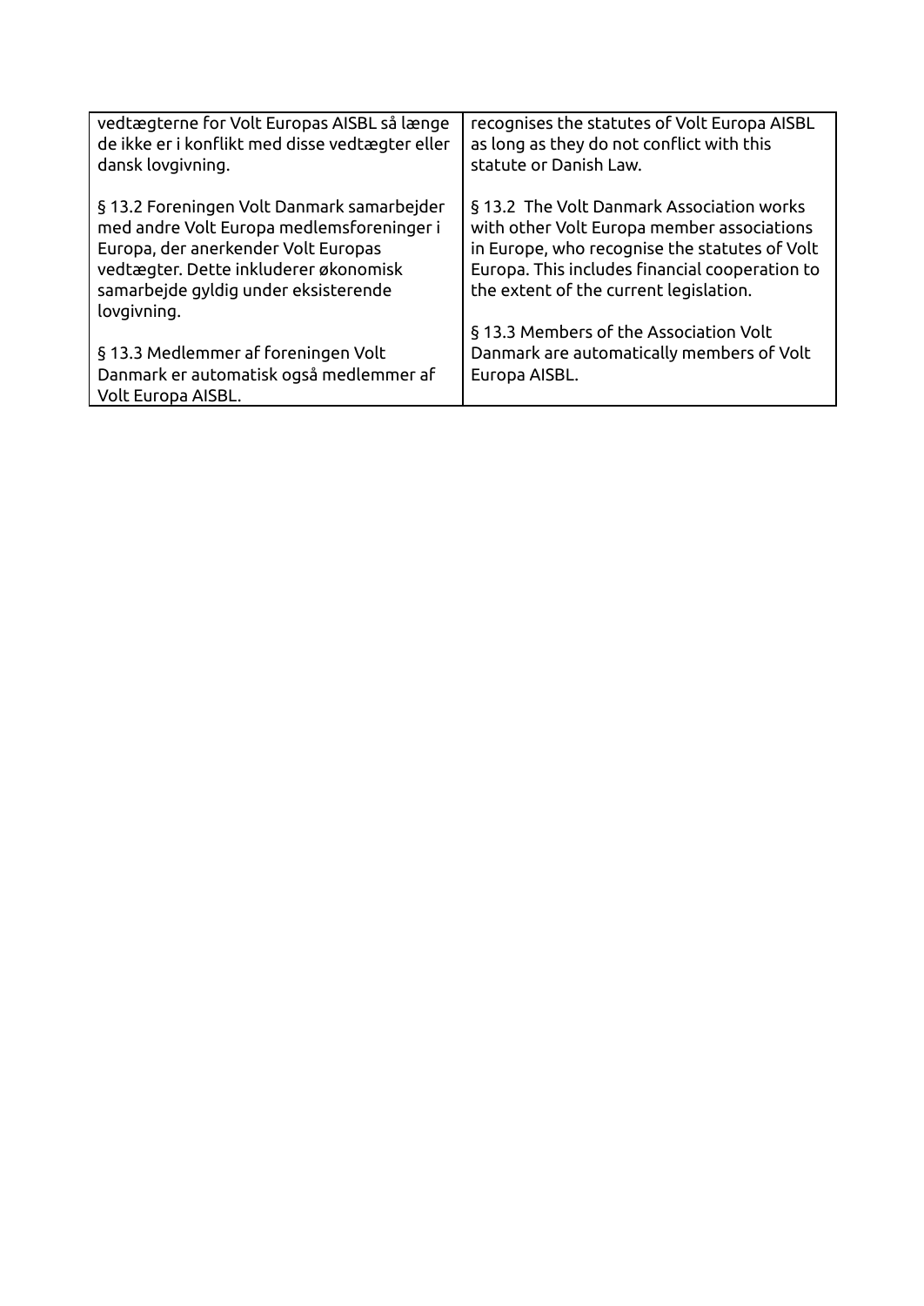| | |
|---|---|
| vedtægterne for Volt Europas AISBL så længe de ikke er i konflikt med disse vedtægter eller dansk lovgivning.<br><br>§ 13.2 Foreningen Volt Danmark samarbejder med andre Volt Europa medlemsforeninger i Europa, der anerkender Volt Europas vedtægter. Dette inkluderer økonomisk samarbejde gyldig under eksisterende lovgivning.<br><br>§ 13.3 Medlemmer af foreningen Volt Danmark er automatisk også medlemmer af Volt Europa AISBL. | recognises the statutes of Volt Europa AISBL as long as they do not conflict with this statute or Danish Law.<br><br>§ 13.2 The Volt Danmark Association works with other Volt Europa member associations in Europe, who recognise the statutes of Volt Europa. This includes financial cooperation to the extent of the current legislation.<br><br>§ 13.3 Members of the Association Volt Danmark are automatically members of Volt Europa AISBL. |